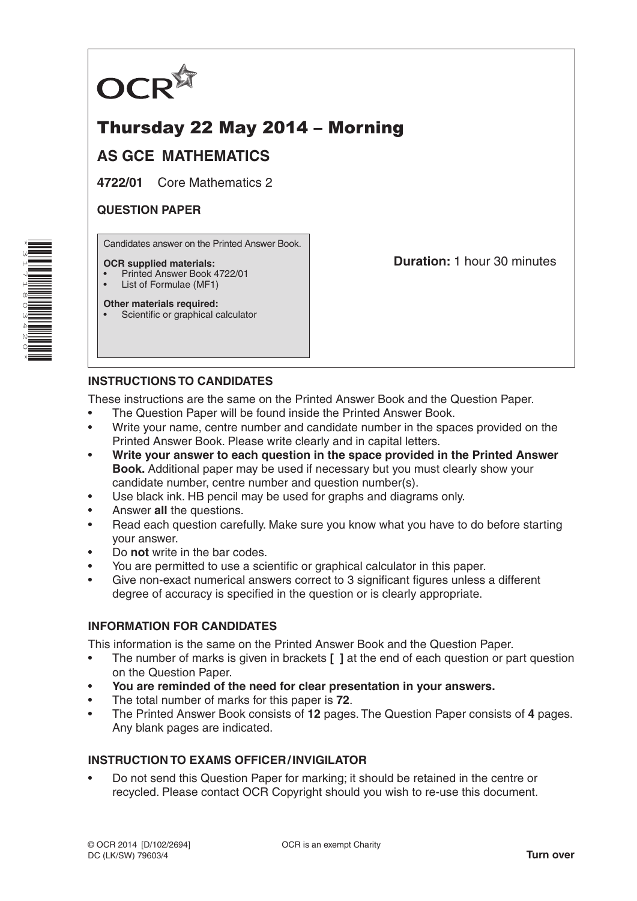OCR

# Thursday 22 May 2014 – Morning

## AS GCE MATHEMATICS

**4722/01** Core Mathematics 2

**QUESTION PAPER**

Candidates answer on the Printed Answer Book.

**OCR supplied materials:**
- Printed Answer Book 4722/01
- List of Formulae (MF1)

**Other materials required:**
- Scientific or graphical calculator

**Duration:** 1 hour 30 minutes

### INSTRUCTIONS TO CANDIDATES

These instructions are the same on the Printed Answer Book and the Question Paper.

- The Question Paper will be found inside the Printed Answer Book.
- Write your name, centre number and candidate number in the spaces provided on the Printed Answer Book. Please write clearly and in capital letters.
- **Write your answer to each question in the space provided in the Printed Answer Book.** Additional paper may be used if necessary but you must clearly show your candidate number, centre number and question number(s).
- Use black ink. HB pencil may be used for graphs and diagrams only.
- Answer **all** the questions.
- Read each question carefully. Make sure you know what you have to do before starting your answer.
- Do **not** write in the bar codes.
- You are permitted to use a scientific or graphical calculator in this paper.
- Give non-exact numerical answers correct to 3 significant figures unless a different degree of accuracy is specified in the question or is clearly appropriate.

### INFORMATION FOR CANDIDATES

This information is the same on the Printed Answer Book and the Question Paper.

- The number of marks is given in brackets **[ ]** at the end of each question or part question on the Question Paper.
- **You are reminded of the need for clear presentation in your answers.**
- The total number of marks for this paper is **72**.
- The Printed Answer Book consists of **12** pages. The Question Paper consists of **4** pages. Any blank pages are indicated.

### INSTRUCTION TO EXAMS OFFICER / INVIGILATOR

- Do not send this Question Paper for marking; it should be retained in the centre or recycled. Please contact OCR Copyright should you wish to re-use this document.

© OCR 2014 [D/102/2694]
DC (LK/SW) 79603/4

OCR is an exempt Charity

**Turn over**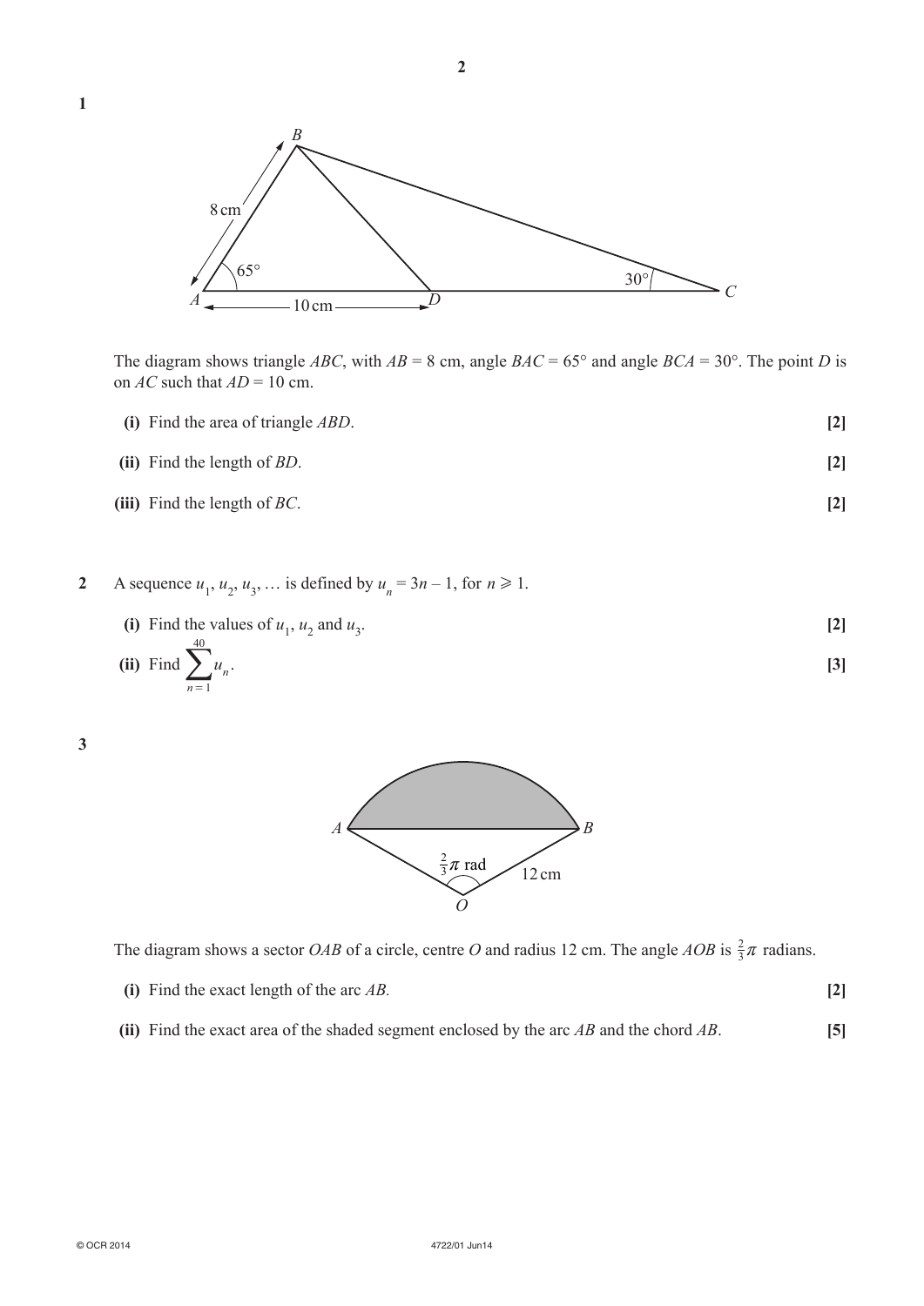**1**

The diagram shows triangle $ABC$, with $AB = 8$ cm, angle $BAC = 65°$ and angle $BCA = 30°$. The point $D$ is on $AC$ such that $AD = 10$ cm.

**(i)** Find the area of triangle $ABD$. **[2]**

**(ii)** Find the length of $BD$. **[2]**

**(iii)** Find the length of $BC$. **[2]**

**2** A sequence $u_1, u_2, u_3, \ldots$ is defined by $u_n = 3n - 1$, for $n \geqslant 1$.

**(i)** Find the values of $u_1$, $u_2$ and $u_3$. **[2]**

**(ii)** Find $\sum_{n=1}^{40} u_n$. **[3]**

**3**

The diagram shows a sector $OAB$ of a circle, centre $O$ and radius 12 cm. The angle $AOB$ is $\frac{2}{3}\pi$ radians.

**(i)** Find the exact length of the arc $AB$. **[2]**

**(ii)** Find the exact area of the shaded segment enclosed by the arc $AB$ and the chord $AB$. **[5]**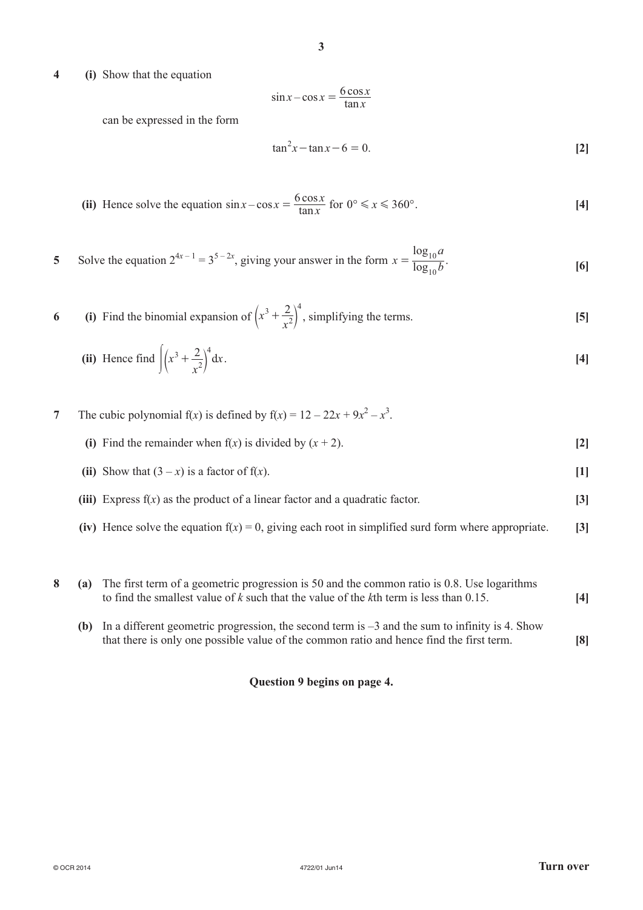**4** **(i)** Show that the equation

$$\sin x - \cos x = \frac{6\cos x}{\tan x}$$

can be expressed in the form

$$\tan^2 x - \tan x - 6 = 0. \qquad \textbf{[2]}$$

**(ii)** Hence solve the equation $\sin x - \cos x = \dfrac{6\cos x}{\tan x}$ for $0° \leqslant x \leqslant 360°$. **[4]**

**5** Solve the equation $2^{4x-1} = 3^{5-2x}$, giving your answer in the form $x = \dfrac{\log_{10} a}{\log_{10} b}$. **[6]**

**6** **(i)** Find the binomial expansion of $\left(x^3 + \dfrac{2}{x^2}\right)^4$, simplifying the terms. **[5]**

**(ii)** Hence find $\displaystyle\int \left(x^3 + \frac{2}{x^2}\right)^4 \mathrm{d}x$. **[4]**

**7** The cubic polynomial f($x$) is defined by f($x$) = $12 - 22x + 9x^2 - x^3$.

**(i)** Find the remainder when f($x$) is divided by ($x$ + 2). **[2]**

**(ii)** Show that ($3 - x$) is a factor of f($x$). **[1]**

**(iii)** Express f($x$) as the product of a linear factor and a quadratic factor. **[3]**

**(iv)** Hence solve the equation f($x$) = 0, giving each root in simplified surd form where appropriate. **[3]**

**8** **(a)** The first term of a geometric progression is 50 and the common ratio is 0.8. Use logarithms to find the smallest value of $k$ such that the value of the $k$th term is less than 0.15. **[4]**

**(b)** In a different geometric progression, the second term is –3 and the sum to infinity is 4. Show that there is only one possible value of the common ratio and hence find the first term. **[8]**

**Question 9 begins on page 4.**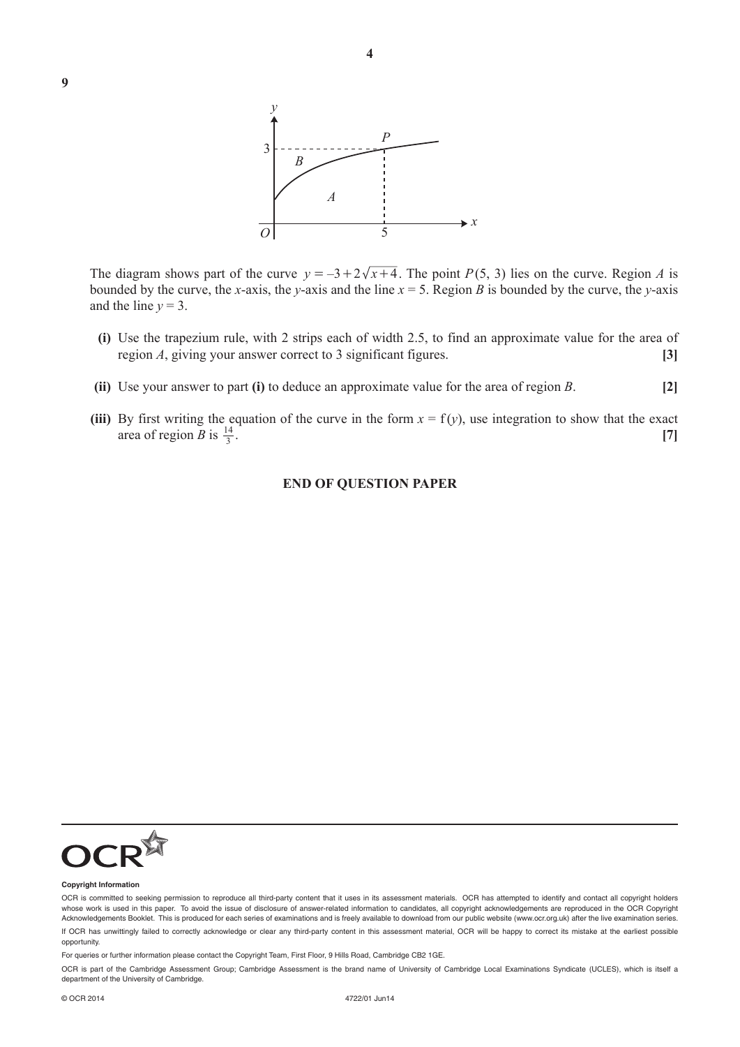**9**

y

3

P

B

A

O

5

x

The diagram shows part of the curve $y = -3 + 2\sqrt{x+4}$. The point $P(5, 3)$ lies on the curve. Region $A$ is bounded by the curve, the $x$-axis, the $y$-axis and the line $x = 5$. Region $B$ is bounded by the curve, the $y$-axis and the line $y = 3$.

**(i)** Use the trapezium rule, with 2 strips each of width 2.5, to find an approximate value for the area of region $A$, giving your answer correct to 3 significant figures. **[3]**

**(ii)** Use your answer to part **(i)** to deduce an approximate value for the area of region $B$. **[2]**

**(iii)** By first writing the equation of the curve in the form $x = \mathrm{f}(y)$, use integration to show that the exact area of region $B$ is $\frac{14}{3}$. **[7]**

**END OF QUESTION PAPER**

**Copyright Information**

OCR is committed to seeking permission to reproduce all third-party content that it uses in its assessment materials. OCR has attempted to identify and contact all copyright holders whose work is used in this paper. To avoid the issue of disclosure of answer-related information to candidates, all copyright acknowledgements are reproduced in the OCR Copyright Acknowledgements Booklet. This is produced for each series of examinations and is freely available to download from our public website (www.ocr.org.uk) after the live examination series.

If OCR has unwittingly failed to correctly acknowledge or clear any third-party content in this assessment material, OCR will be happy to correct its mistake at the earliest possible opportunity.

For queries or further information please contact the Copyright Team, First Floor, 9 Hills Road, Cambridge CB2 1GE.

OCR is part of the Cambridge Assessment Group; Cambridge Assessment is the brand name of University of Cambridge Local Examinations Syndicate (UCLES), which is itself a department of the University of Cambridge.

© OCR 2014 4722/01 Jun14